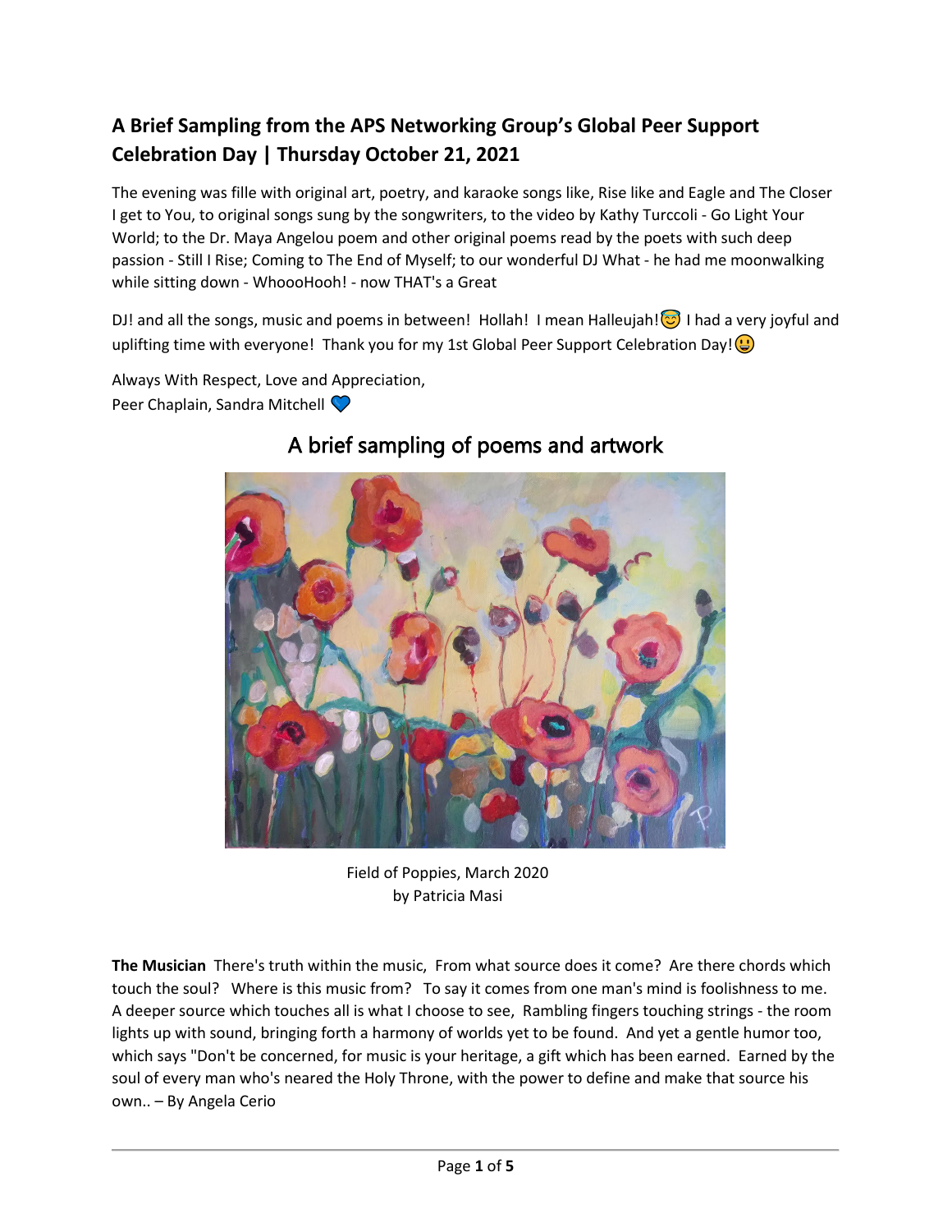# A Brief Sampling from the APS Networking Group's Global Peer Support Celebration Day | Thursday October 21, 2021

The evening was fille with original art, poetry, and karaoke songs like, Rise like and Eagle and The Closer I get to You, to original songs sung by the songwriters, to the video by Kathy Turccoli - Go Light Your World; to the Dr. Maya Angelou poem and other original poems read by the poets with such deep passion - Still I Rise; Coming to The End of Myself; to our wonderful DJ What - he had me moonwalking while sitting down - WhoooHooh! - now THAT's a Great

DJ! and all the songs, music and poems in between! Hollah! I mean Halleujah! 😇 I had a very joyful and uplifting time with everyone! Thank you for my 1st Global Peer Support Celebration Day! 😃

Always With Respect, Love and Appreciation,
Peer Chaplain, Sandra Mitchell 💙

## A brief sampling of poems and artwork

Field of Poppies, March 2020
by Patricia Masi

**The Musician** There's truth within the music, From what source does it come? Are there chords which touch the soul? Where is this music from? To say it comes from one man's mind is foolishness to me. A deeper source which touches all is what I choose to see, Rambling fingers touching strings - the room lights up with sound, bringing forth a harmony of worlds yet to be found. And yet a gentle humor too, which says "Don't be concerned, for music is your heritage, a gift which has been earned. Earned by the soul of every man who's neared the Holy Throne, with the power to define and make that source his own.. – By Angela Cerio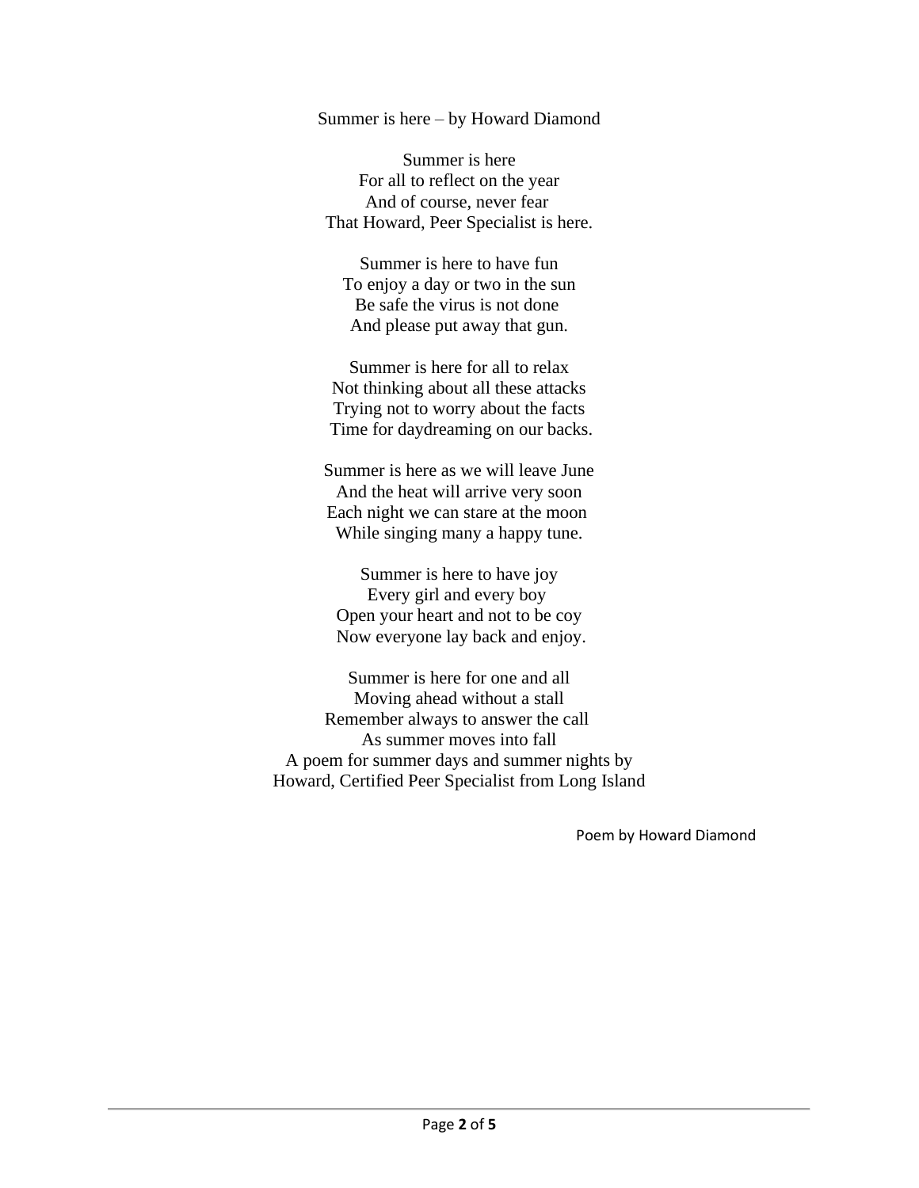Summer is here – by Howard Diamond

Summer is here  
For all to reflect on the year  
And of course, never fear  
That Howard, Peer Specialist is here.

Summer is here to have fun  
To enjoy a day or two in the sun  
Be safe the virus is not done  
And please put away that gun.

Summer is here for all to relax  
Not thinking about all these attacks  
Trying not to worry about the facts  
Time for daydreaming on our backs.

Summer is here as we will leave June  
And the heat will arrive very soon  
Each night we can stare at the moon  
While singing many a happy tune.

Summer is here to have joy  
Every girl and every boy  
Open your heart and not to be coy  
Now everyone lay back and enjoy.

Summer is here for one and all  
Moving ahead without a stall  
Remember always to answer the call  
As summer moves into fall  
A poem for summer days and summer nights by  
Howard, Certified Peer Specialist from Long Island

Poem by Howard Diamond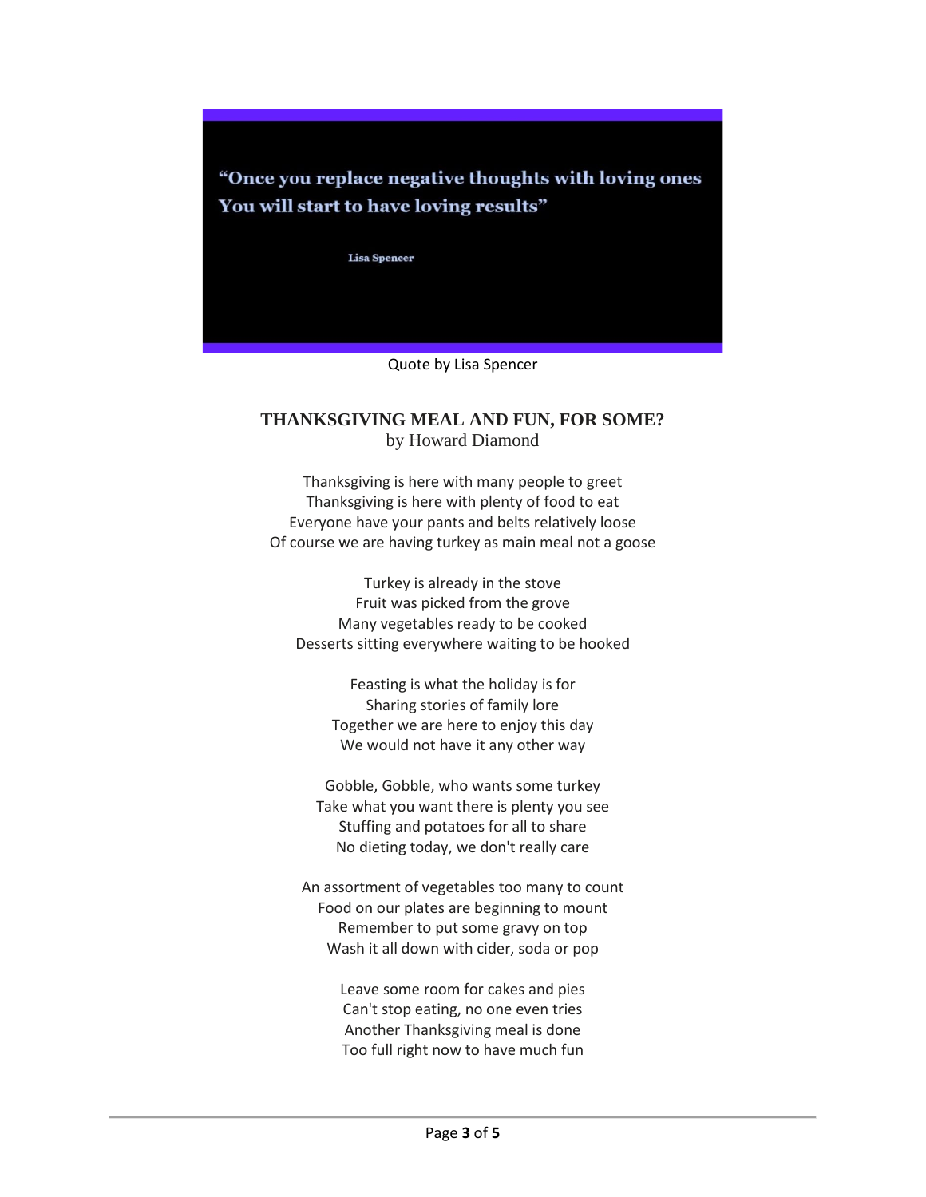"Once you replace negative thoughts with loving ones
You will start to have loving results"

Lisa Spencer

Quote by Lisa Spencer

## THANKSGIVING MEAL AND FUN, FOR SOME?

by Howard Diamond

Thanksgiving is here with many people to greet
Thanksgiving is here with plenty of food to eat
Everyone have your pants and belts relatively loose
Of course we are having turkey as main meal not a goose

Turkey is already in the stove
Fruit was picked from the grove
Many vegetables ready to be cooked
Desserts sitting everywhere waiting to be hooked

Feasting is what the holiday is for
Sharing stories of family lore
Together we are here to enjoy this day
We would not have it any other way

Gobble, Gobble, who wants some turkey
Take what you want there is plenty you see
Stuffing and potatoes for all to share
No dieting today, we don't really care

An assortment of vegetables too many to count
Food on our plates are beginning to mount
Remember to put some gravy on top
Wash it all down with cider, soda or pop

Leave some room for cakes and pies
Can't stop eating, no one even tries
Another Thanksgiving meal is done
Too full right now to have much fun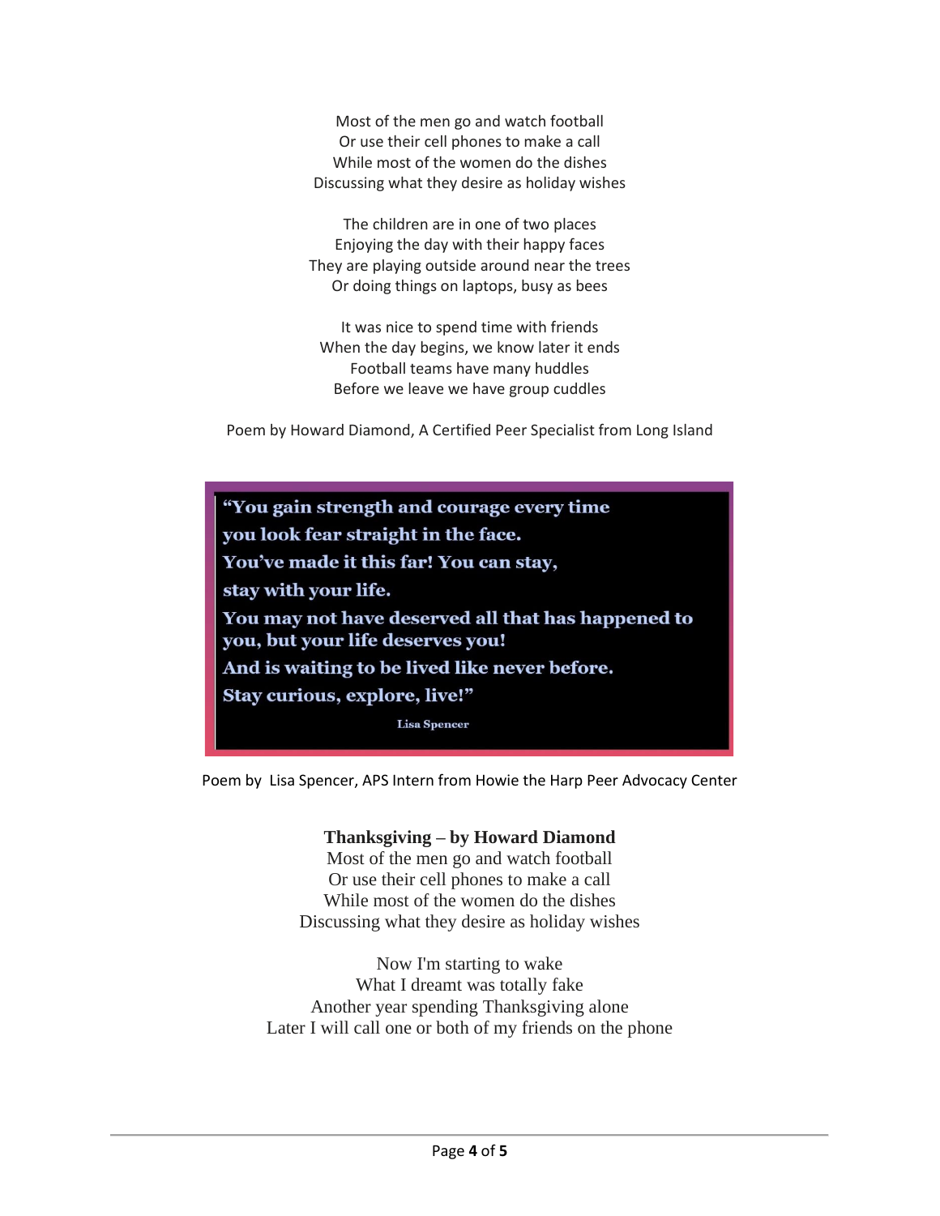Most of the men go and watch football
Or use their cell phones to make a call
While most of the women do the dishes
Discussing what they desire as holiday wishes

The children are in one of two places
Enjoying the day with their happy faces
They are playing outside around near the trees
Or doing things on laptops, busy as bees

It was nice to spend time with friends
When the day begins, we know later it ends
Football teams have many huddles
Before we leave we have group cuddles

Poem by Howard Diamond, A Certified Peer Specialist from Long Island

**"You gain strength and courage every time you look fear straight in the face.**
**You've made it this far! You can stay, stay with your life.**
**You may not have deserved all that has happened to you, but your life deserves you!**
**And is waiting to be lived like never before.**
**Stay curious, explore, live!"**

**Lisa Spencer**

Poem by Lisa Spencer, APS Intern from Howie the Harp Peer Advocacy Center

**Thanksgiving – by Howard Diamond**

Most of the men go and watch football
Or use their cell phones to make a call
While most of the women do the dishes
Discussing what they desire as holiday wishes

Now I'm starting to wake
What I dreamt was totally fake
Another year spending Thanksgiving alone
Later I will call one or both of my friends on the phone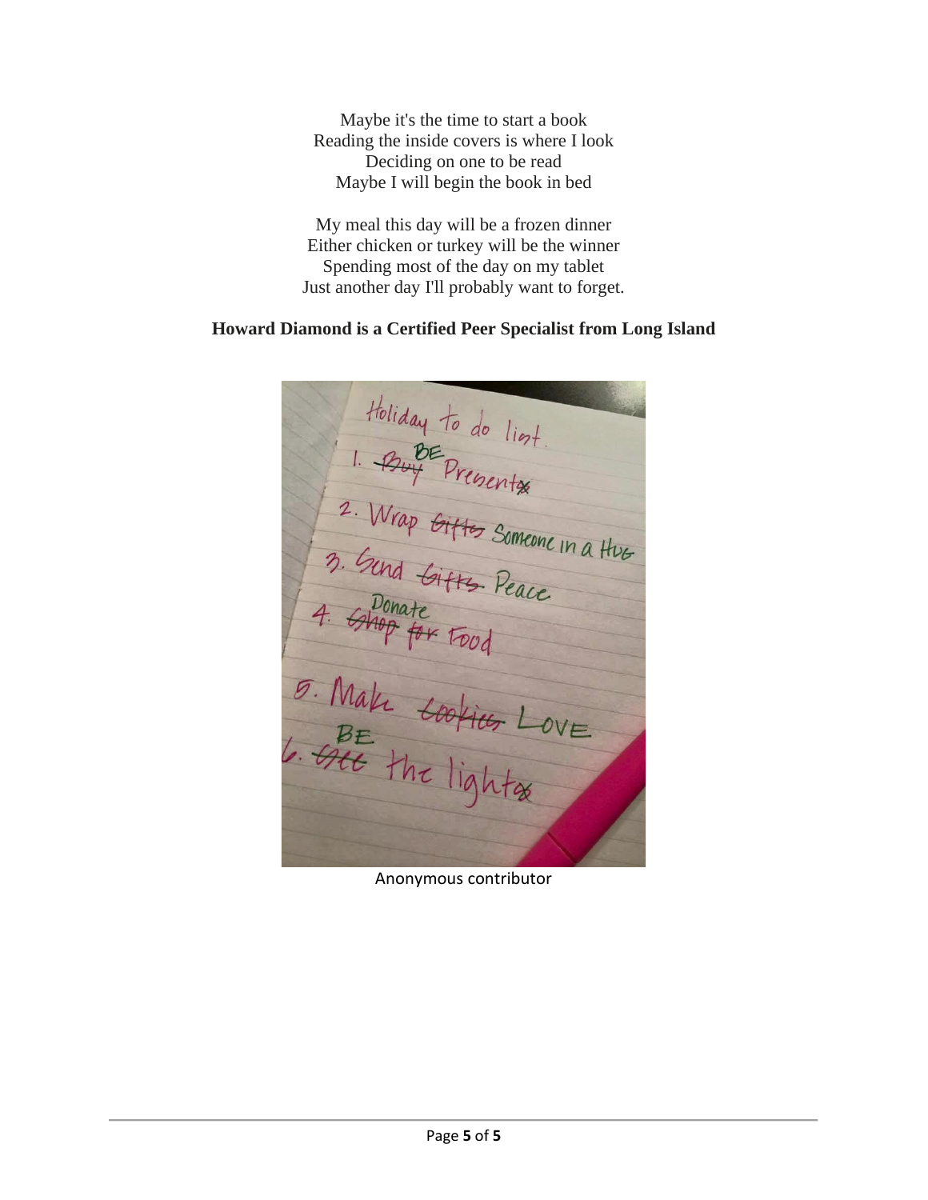Maybe it's the time to start a book
Reading the inside covers is where I look
Deciding on one to be read
Maybe I will begin the book in bed

My meal this day will be a frozen dinner
Either chicken or turkey will be the winner
Spending most of the day on my tablet
Just another day I'll probably want to forget.

**Howard Diamond is a Certified Peer Specialist from Long Island**

Anonymous contributor